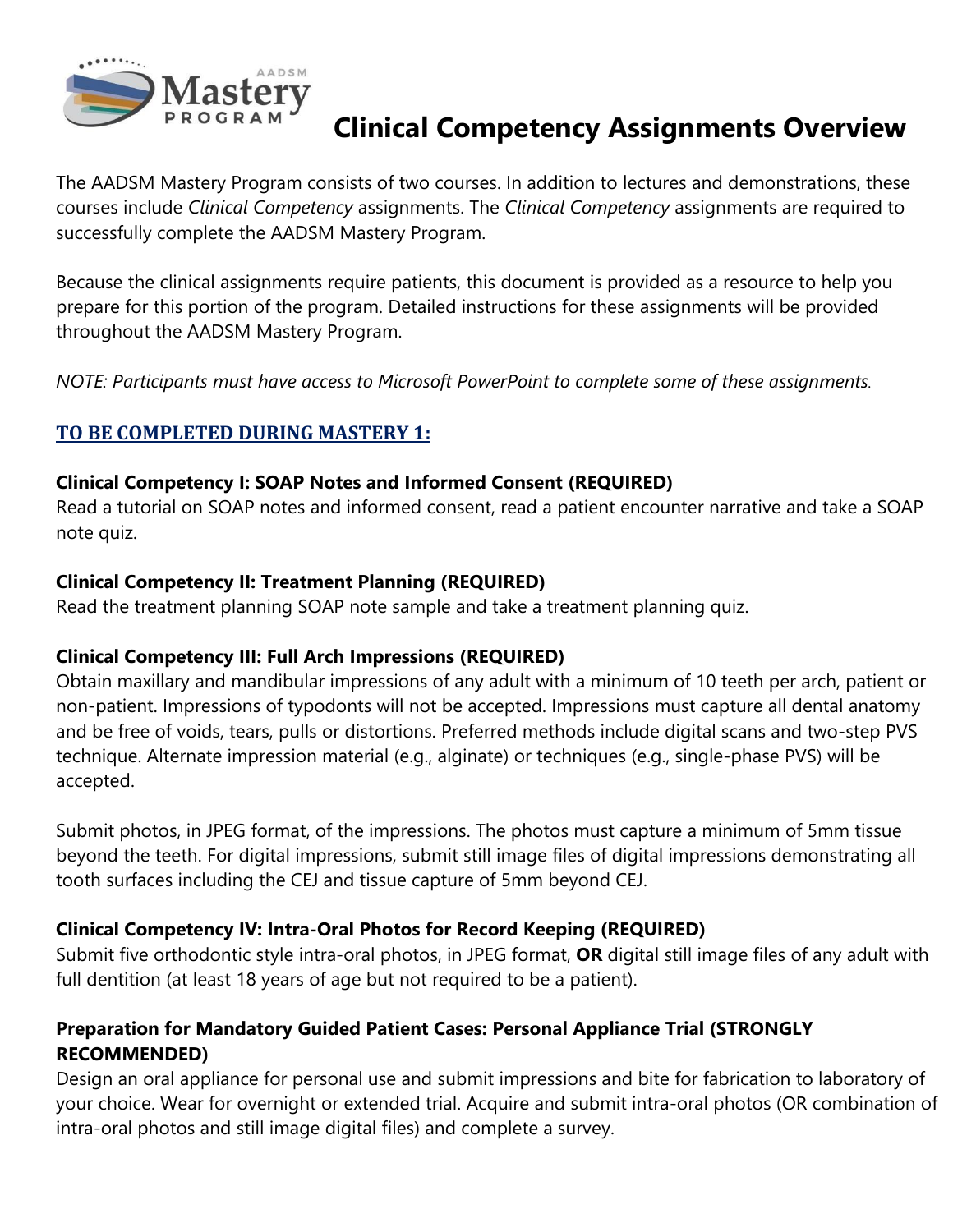# Clinical Competency Assignments Overview

The AADSM Mastery Program consists of two courses. In addition to lectures and demonstrations, these courses include *Clinical Competency* assignments. The *Clinical Competency* assignments are required to successfully complete the AADSM Mastery Program.

Because the clinical assignments require patients, this document is provided as a resource to help you prepare for this portion of the program. Detailed instructions for these assignments will be provided throughout the AADSM Mastery Program.

*NOTE: Participants must have access to Microsoft PowerPoint to complete some of these assignments.*

## TO BE COMPLETED DURING MASTERY 1:

**Clinical Competency I: SOAP Notes and Informed Consent (REQUIRED)**
Read a tutorial on SOAP notes and informed consent, read a patient encounter narrative and take a SOAP note quiz.

**Clinical Competency II: Treatment Planning (REQUIRED)**
Read the treatment planning SOAP note sample and take a treatment planning quiz.

**Clinical Competency III: Full Arch Impressions (REQUIRED)**
Obtain maxillary and mandibular impressions of any adult with a minimum of 10 teeth per arch, patient or non-patient. Impressions of typodonts will not be accepted. Impressions must capture all dental anatomy and be free of voids, tears, pulls or distortions. Preferred methods include digital scans and two-step PVS technique. Alternate impression material (e.g., alginate) or techniques (e.g., single-phase PVS) will be accepted.

Submit photos, in JPEG format, of the impressions. The photos must capture a minimum of 5mm tissue beyond the teeth. For digital impressions, submit still image files of digital impressions demonstrating all tooth surfaces including the CEJ and tissue capture of 5mm beyond CEJ.

**Clinical Competency IV: Intra-Oral Photos for Record Keeping (REQUIRED)**
Submit five orthodontic style intra-oral photos, in JPEG format, **OR** digital still image files of any adult with full dentition (at least 18 years of age but not required to be a patient).

**Preparation for Mandatory Guided Patient Cases: Personal Appliance Trial (STRONGLY RECOMMENDED)**
Design an oral appliance for personal use and submit impressions and bite for fabrication to laboratory of your choice. Wear for overnight or extended trial. Acquire and submit intra-oral photos (OR combination of intra-oral photos and still image digital files) and complete a survey.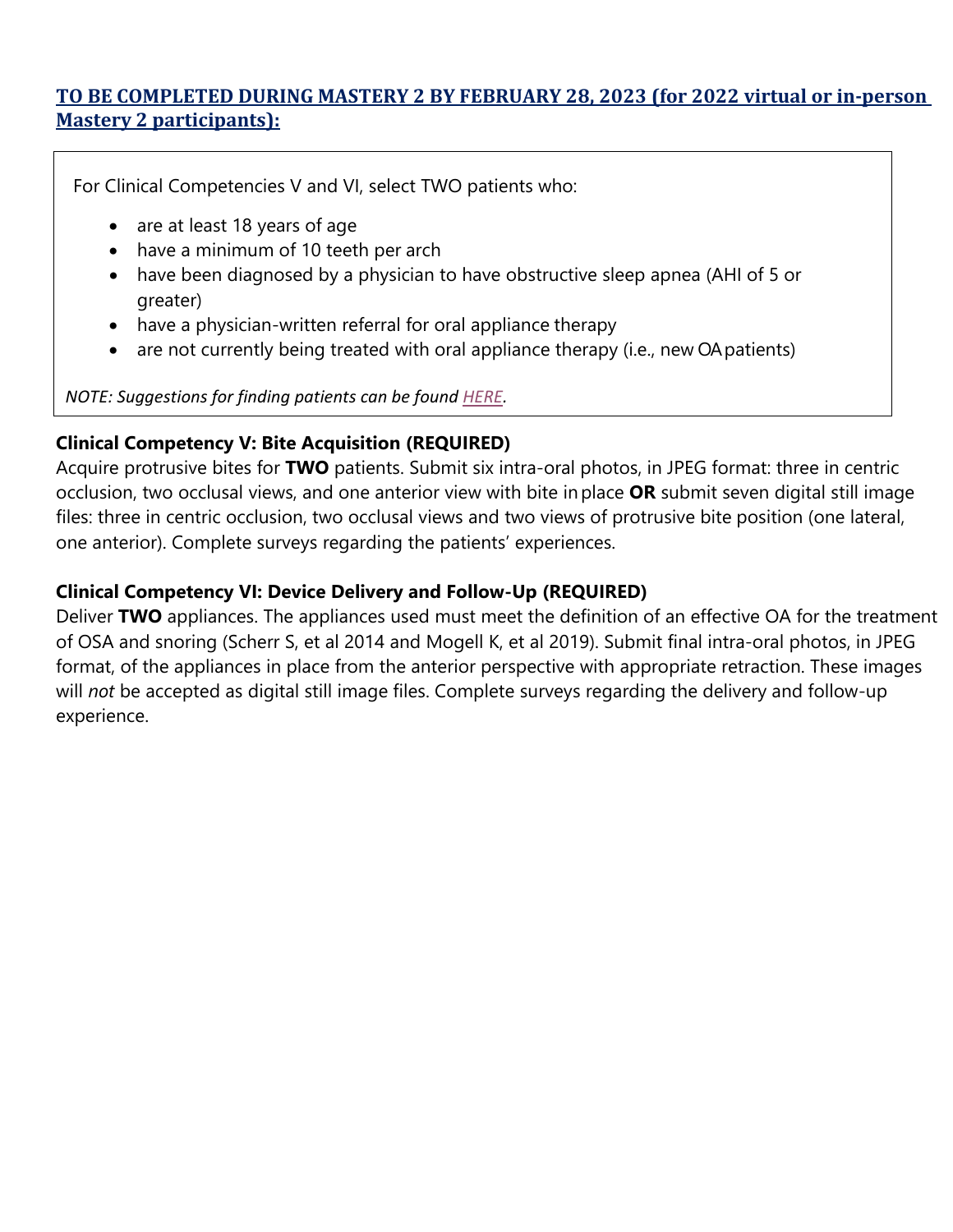**TO BE COMPLETED DURING MASTERY 2 BY FEBRUARY 28, 2023 (for 2022 virtual or in-person Mastery 2 participants):**

For Clinical Competencies V and VI, select TWO patients who:

- are at least 18 years of age
- have a minimum of 10 teeth per arch
- have been diagnosed by a physician to have obstructive sleep apnea (AHI of 5 or greater)
- have a physician-written referral for oral appliance therapy
- are not currently being treated with oral appliance therapy (i.e., new OA patients)

*NOTE: Suggestions for finding patients can be found HERE.*

**Clinical Competency V: Bite Acquisition (REQUIRED)**

Acquire protrusive bites for **TWO** patients. Submit six intra-oral photos, in JPEG format: three in centric occlusion, two occlusal views, and one anterior view with bite in place **OR** submit seven digital still image files: three in centric occlusion, two occlusal views and two views of protrusive bite position (one lateral, one anterior). Complete surveys regarding the patients' experiences.

**Clinical Competency VI: Device Delivery and Follow-Up (REQUIRED)**

Deliver **TWO** appliances. The appliances used must meet the definition of an effective OA for the treatment of OSA and snoring (Scherr S, et al 2014 and Mogell K, et al 2019). Submit final intra-oral photos, in JPEG format, of the appliances in place from the anterior perspective with appropriate retraction. These images will *not* be accepted as digital still image files. Complete surveys regarding the delivery and follow-up experience.